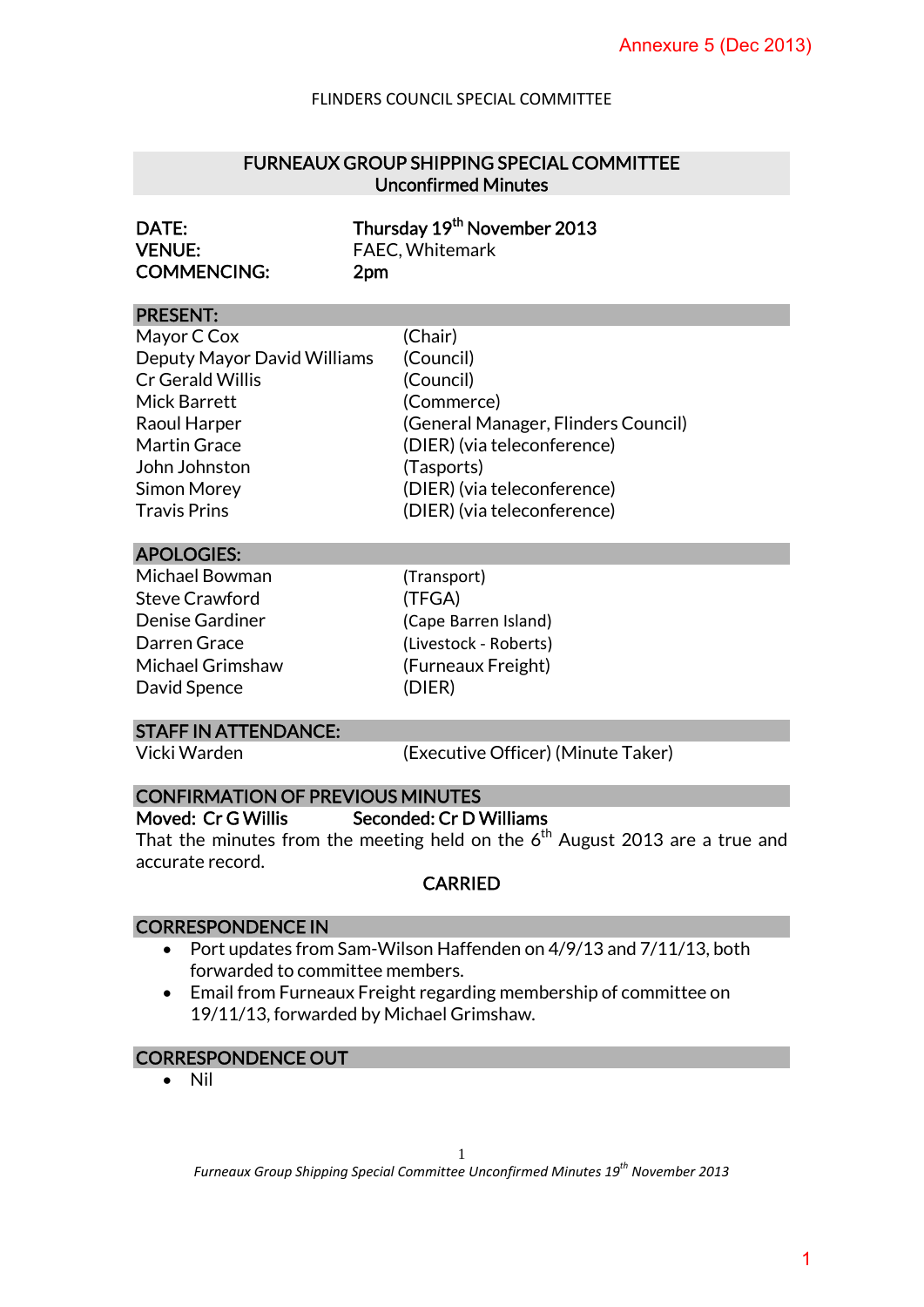Annexure 5 (Dec 2013)

FLINDERS COUNCIL SPECIAL COMMITTEE

## FURNEAUX GROUP SHIPPING SPECIAL COMMITTEE
## Unconfirmed Minutes

| | |
|---|---|
| **DATE:** | **Thursday 19th November 2013** |
| **VENUE:** | FAEC, Whitemark |
| **COMMENCING:** | **2pm** |

### PRESENT:

| | |
|---|---|
| Mayor C Cox | (Chair) |
| Deputy Mayor David Williams | (Council) |
| Cr Gerald Willis | (Council) |
| Mick Barrett | (Commerce) |
| Raoul Harper | (General Manager, Flinders Council) |
| Martin Grace | (DIER) (via teleconference) |
| John Johnston | (Tasports) |
| Simon Morey | (DIER) (via teleconference) |
| Travis Prins | (DIER) (via teleconference) |

### APOLOGIES:

| | |
|---|---|
| Michael Bowman | (Transport) |
| Steve Crawford | (TFGA) |
| Denise Gardiner | (Cape Barren Island) |
| Darren Grace | (Livestock - Roberts) |
| Michael Grimshaw | (Furneaux Freight) |
| David Spence | (DIER) |

### STAFF IN ATTENDANCE:

| | |
|---|---|
| Vicki Warden | (Executive Officer) (Minute Taker) |

### CONFIRMATION OF PREVIOUS MINUTES

**Moved: Cr G Willis** **Seconded: Cr D Williams**

That the minutes from the meeting held on the 6th August 2013 are a true and accurate record.

**CARRIED**

### CORRESPONDENCE IN

- Port updates from Sam-Wilson Haffenden on 4/9/13 and 7/11/13, both forwarded to committee members.
- Email from Furneaux Freight regarding membership of committee on 19/11/13, forwarded by Michael Grimshaw.

### CORRESPONDENCE OUT

- Nil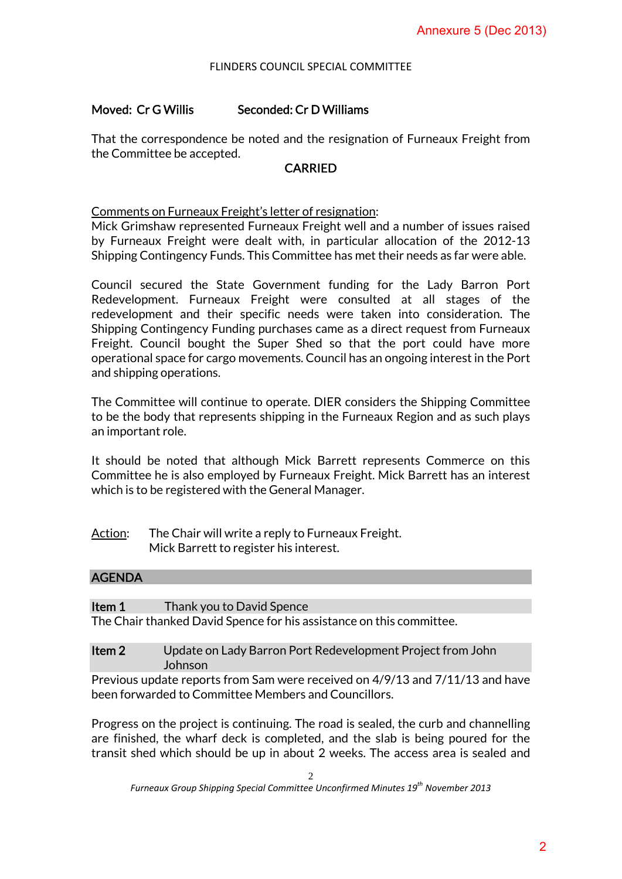FLINDERS COUNCIL SPECIAL COMMITTEE

**Moved: Cr G Willis** **Seconded: Cr D Williams**

That the correspondence be noted and the resignation of Furneaux Freight from the Committee be accepted.

**CARRIED**

Comments on Furneaux Freight's letter of resignation:
Mick Grimshaw represented Furneaux Freight well and a number of issues raised by Furneaux Freight were dealt with, in particular allocation of the 2012-13 Shipping Contingency Funds. This Committee has met their needs as far were able.

Council secured the State Government funding for the Lady Barron Port Redevelopment. Furneaux Freight were consulted at all stages of the redevelopment and their specific needs were taken into consideration. The Shipping Contingency Funding purchases came as a direct request from Furneaux Freight. Council bought the Super Shed so that the port could have more operational space for cargo movements. Council has an ongoing interest in the Port and shipping operations.

The Committee will continue to operate. DIER considers the Shipping Committee to be the body that represents shipping in the Furneaux Region and as such plays an important role.

It should be noted that although Mick Barrett represents Commerce on this Committee he is also employed by Furneaux Freight. Mick Barrett has an interest which is to be registered with the General Manager.

Action: The Chair will write a reply to Furneaux Freight.
Mick Barrett to register his interest.

## AGENDA

**Item 1** Thank you to David Spence

The Chair thanked David Spence for his assistance on this committee.

**Item 2** Update on Lady Barron Port Redevelopment Project from John Johnson

Previous update reports from Sam were received on 4/9/13 and 7/11/13 and have been forwarded to Committee Members and Councillors.

Progress on the project is continuing. The road is sealed, the curb and channelling are finished, the wharf deck is completed, and the slab is being poured for the transit shed which should be up in about 2 weeks. The access area is sealed and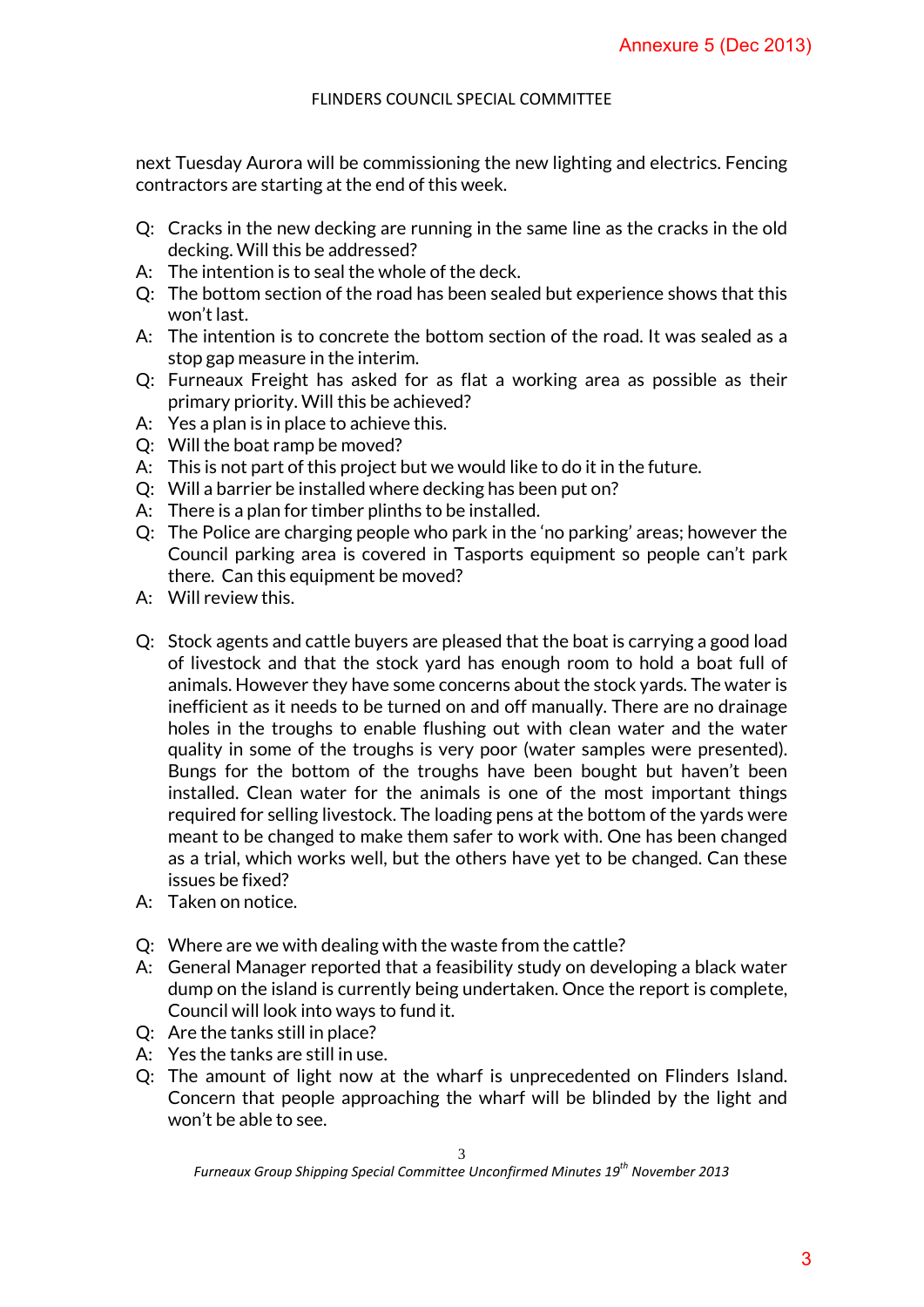next Tuesday Aurora will be commissioning the new lighting and electrics. Fencing contractors are starting at the end of this week.

Q: Cracks in the new decking are running in the same line as the cracks in the old decking. Will this be addressed?

A: The intention is to seal the whole of the deck.

Q: The bottom section of the road has been sealed but experience shows that this won't last.

A: The intention is to concrete the bottom section of the road. It was sealed as a stop gap measure in the interim.

Q: Furneaux Freight has asked for as flat a working area as possible as their primary priority. Will this be achieved?

A: Yes a plan is in place to achieve this.

Q: Will the boat ramp be moved?

A: This is not part of this project but we would like to do it in the future.

Q: Will a barrier be installed where decking has been put on?

A: There is a plan for timber plinths to be installed.

Q: The Police are charging people who park in the 'no parking' areas; however the Council parking area is covered in Tasports equipment so people can't park there. Can this equipment be moved?

A: Will review this.

Q: Stock agents and cattle buyers are pleased that the boat is carrying a good load of livestock and that the stock yard has enough room to hold a boat full of animals. However they have some concerns about the stock yards. The water is inefficient as it needs to be turned on and off manually. There are no drainage holes in the troughs to enable flushing out with clean water and the water quality in some of the troughs is very poor (water samples were presented). Bungs for the bottom of the troughs have been bought but haven't been installed. Clean water for the animals is one of the most important things required for selling livestock. The loading pens at the bottom of the yards were meant to be changed to make them safer to work with. One has been changed as a trial, which works well, but the others have yet to be changed. Can these issues be fixed?

A: Taken on notice.

Q: Where are we with dealing with the waste from the cattle?

A: General Manager reported that a feasibility study on developing a black water dump on the island is currently being undertaken. Once the report is complete, Council will look into ways to fund it.

Q: Are the tanks still in place?

A: Yes the tanks are still in use.

Q: The amount of light now at the wharf is unprecedented on Flinders Island. Concern that people approaching the wharf will be blinded by the light and won't be able to see.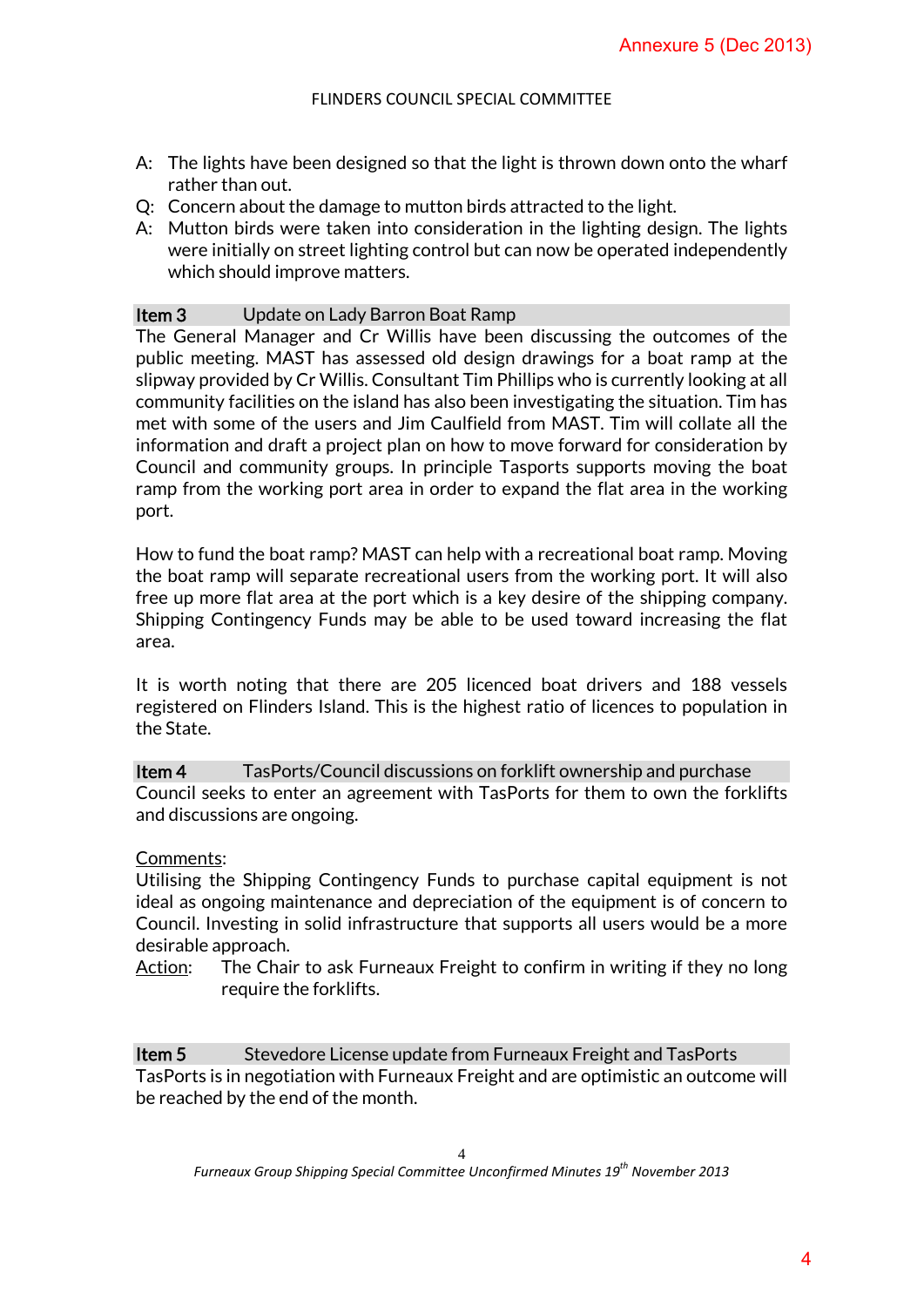A: The lights have been designed so that the light is thrown down onto the wharf rather than out.

Q: Concern about the damage to mutton birds attracted to the light.

A: Mutton birds were taken into consideration in the lighting design. The lights were initially on street lighting control but can now be operated independently which should improve matters.

### Item 3 Update on Lady Barron Boat Ramp

The General Manager and Cr Willis have been discussing the outcomes of the public meeting. MAST has assessed old design drawings for a boat ramp at the slipway provided by Cr Willis. Consultant Tim Phillips who is currently looking at all community facilities on the island has also been investigating the situation. Tim has met with some of the users and Jim Caulfield from MAST. Tim will collate all the information and draft a project plan on how to move forward for consideration by Council and community groups. In principle Tasports supports moving the boat ramp from the working port area in order to expand the flat area in the working port.

How to fund the boat ramp? MAST can help with a recreational boat ramp. Moving the boat ramp will separate recreational users from the working port. It will also free up more flat area at the port which is a key desire of the shipping company. Shipping Contingency Funds may be able to be used toward increasing the flat area.

It is worth noting that there are 205 licenced boat drivers and 188 vessels registered on Flinders Island. This is the highest ratio of licences to population in the State.

### Item 4 TasPorts/Council discussions on forklift ownership and purchase

Council seeks to enter an agreement with TasPorts for them to own the forklifts and discussions are ongoing.

Comments:
Utilising the Shipping Contingency Funds to purchase capital equipment is not ideal as ongoing maintenance and depreciation of the equipment is of concern to Council. Investing in solid infrastructure that supports all users would be a more desirable approach.

Action: The Chair to ask Furneaux Freight to confirm in writing if they no long require the forklifts.

### Item 5 Stevedore License update from Furneaux Freight and TasPorts

TasPorts is in negotiation with Furneaux Freight and are optimistic an outcome will be reached by the end of the month.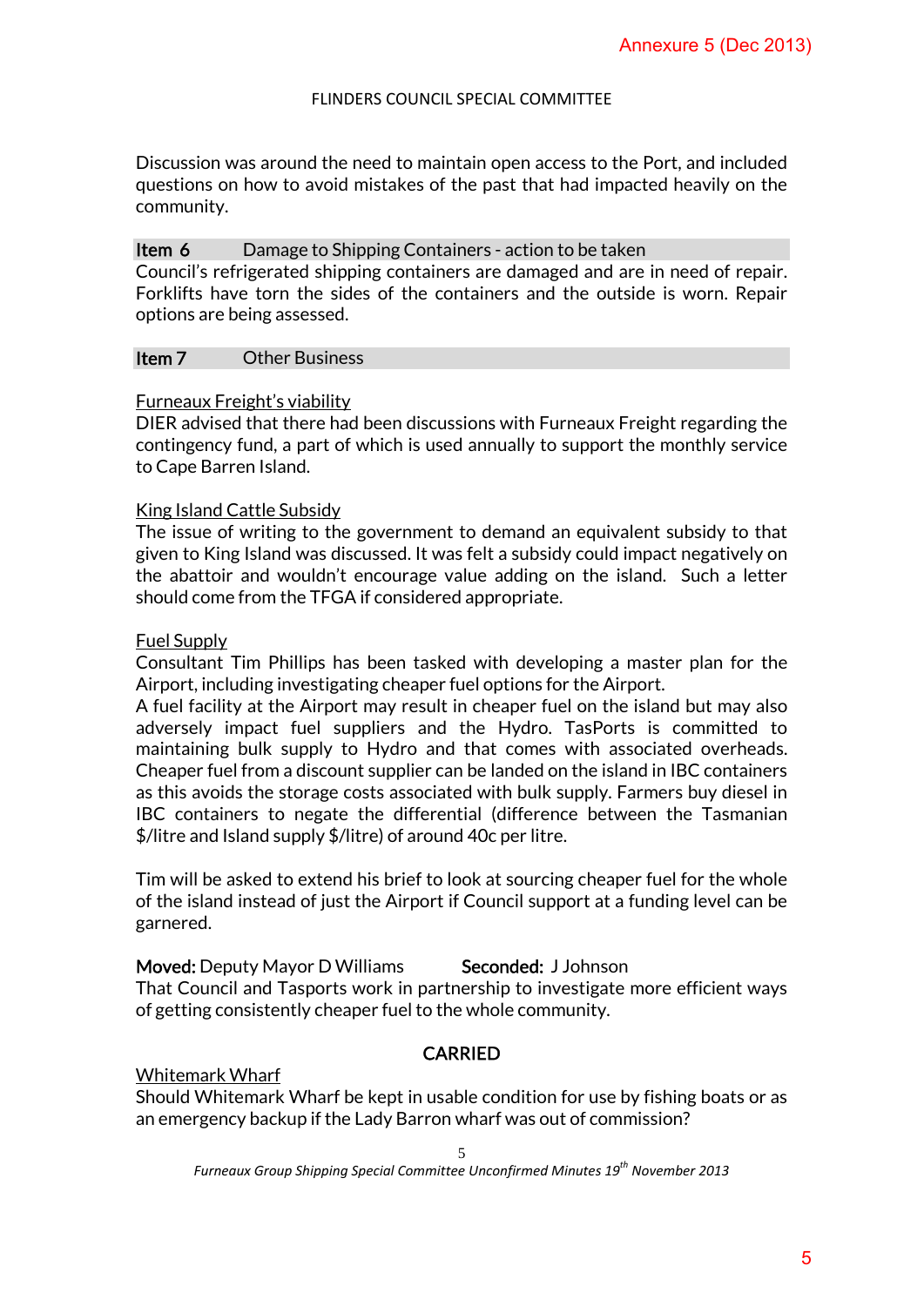Discussion was around the need to maintain open access to the Port, and included questions on how to avoid mistakes of the past that had impacted heavily on the community.

## Item 6 Damage to Shipping Containers - action to be taken

Council's refrigerated shipping containers are damaged and are in need of repair. Forklifts have torn the sides of the containers and the outside is worn. Repair options are being assessed.

## Item 7 Other Business

Furneaux Freight's viability

DIER advised that there had been discussions with Furneaux Freight regarding the contingency fund, a part of which is used annually to support the monthly service to Cape Barren Island.

King Island Cattle Subsidy

The issue of writing to the government to demand an equivalent subsidy to that given to King Island was discussed. It was felt a subsidy could impact negatively on the abattoir and wouldn't encourage value adding on the island. Such a letter should come from the TFGA if considered appropriate.

Fuel Supply

Consultant Tim Phillips has been tasked with developing a master plan for the Airport, including investigating cheaper fuel options for the Airport.

A fuel facility at the Airport may result in cheaper fuel on the island but may also adversely impact fuel suppliers and the Hydro. TasPorts is committed to maintaining bulk supply to Hydro and that comes with associated overheads. Cheaper fuel from a discount supplier can be landed on the island in IBC containers as this avoids the storage costs associated with bulk supply. Farmers buy diesel in IBC containers to negate the differential (difference between the Tasmanian $/litre and Island supply $/litre) of around 40c per litre.

Tim will be asked to extend his brief to look at sourcing cheaper fuel for the whole of the island instead of just the Airport if Council support at a funding level can be garnered.

**Moved:** Deputy Mayor D Williams **Seconded:** J Johnson

That Council and Tasports work in partnership to investigate more efficient ways of getting consistently cheaper fuel to the whole community.

**CARRIED**

Whitemark Wharf

Should Whitemark Wharf be kept in usable condition for use by fishing boats or as an emergency backup if the Lady Barron wharf was out of commission?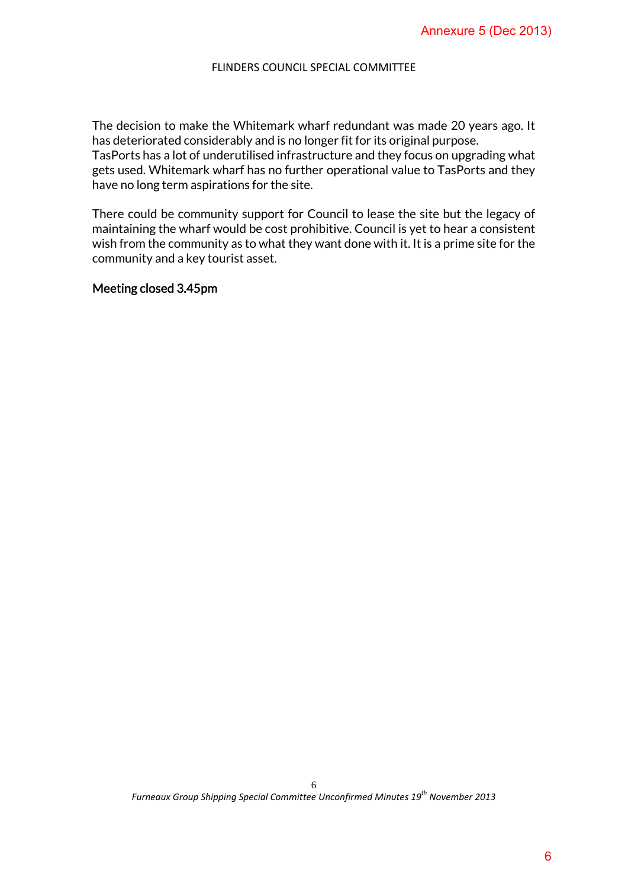The decision to make the Whitemark wharf redundant was made 20 years ago. It has deteriorated considerably and is no longer fit for its original purpose.
TasPorts has a lot of underutilised infrastructure and they focus on upgrading what gets used. Whitemark wharf has no further operational value to TasPorts and they have no long term aspirations for the site.

There could be community support for Council to lease the site but the legacy of maintaining the wharf would be cost prohibitive. Council is yet to hear a consistent wish from the community as to what they want done with it. It is a prime site for the community and a key tourist asset.

**Meeting closed 3.45pm**